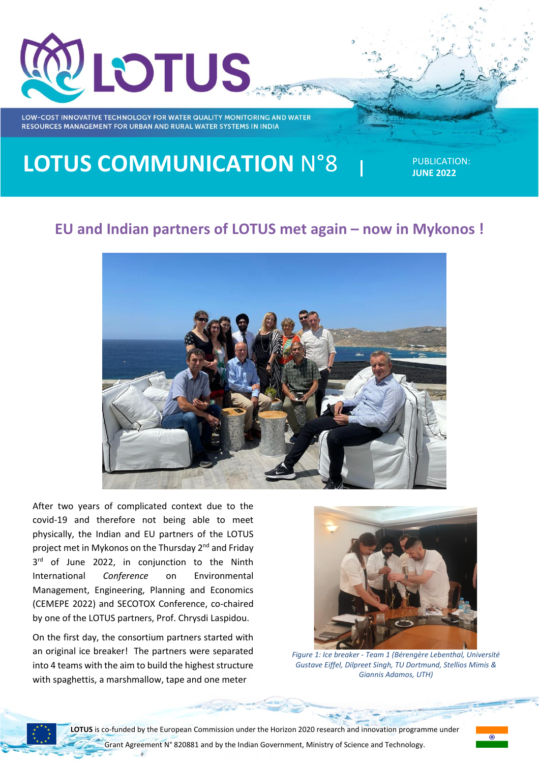# LOTUS

LOW-COST INNOVATIVE TECHNOLOGY FOR WATER QUALITY MONITORING AND WATER RESOURCES MANAGEMENT FOR URBAN AND RURAL WATER SYSTEMS IN INDIA

# LOTUS COMMUNICATION N°8

PUBLICATION: **JUNE 2022**

## EU and Indian partners of LOTUS met again – now in Mykonos !

After two years of complicated context due to the covid-19 and therefore not being able to meet physically, the Indian and EU partners of the LOTUS project met in Mykonos on the Thursday 2nd and Friday 3rd of June 2022, in conjunction to the Ninth International *Conference* on Environmental Management, Engineering, Planning and Economics (CEMEPE 2022) and SECOTOX Conference, co-chaired by one of the LOTUS partners, Prof. Chrysdi Laspidou.

On the first day, the consortium partners started with an original ice breaker! The partners were separated into 4 teams with the aim to build the highest structure with spaghettis, a marshmallow, tape and one meter

*Figure 1: Ice breaker - Team 1 (Bérengère Lebenthal, Université Gustave Eiffel, Dilpreet Singh, TU Dortmund, Stellios Mimis & Giannis Adamos, UTH)*

**LOTUS** is co-funded by the European Commission under the Horizon 2020 research and innovation programme under Grant Agreement N° 820881 and by the Indian Government, Ministry of Science and Technology.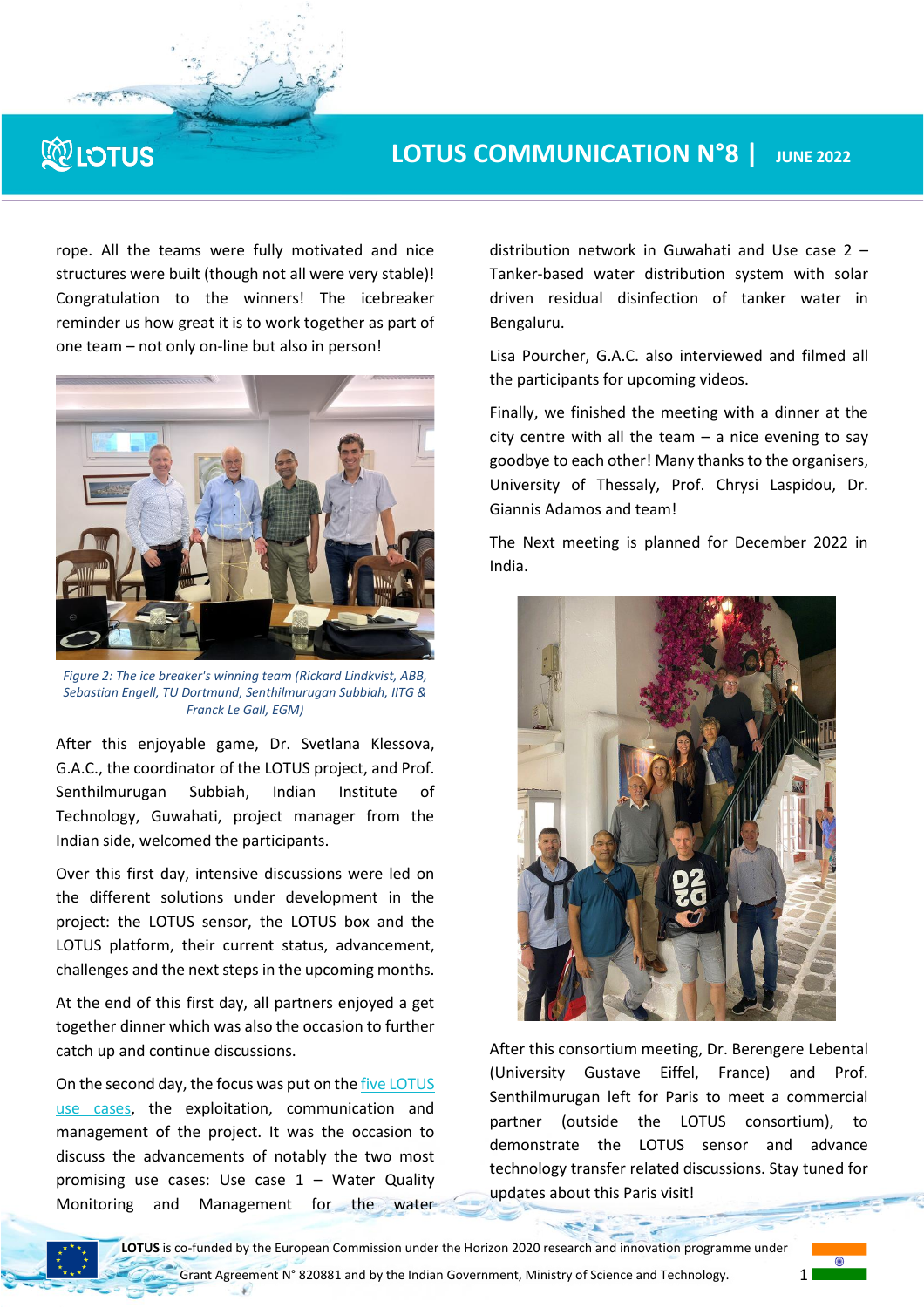rope. All the teams were fully motivated and nice structures were built (though not all were very stable)! Congratulation to the winners! The icebreaker reminder us how great it is to work together as part of one team – not only on-line but also in person!

*Figure 2: The ice breaker's winning team (Rickard Lindkvist, ABB, Sebastian Engell, TU Dortmund, Senthilmurugan Subbiah, IITG & Franck Le Gall, EGM)*

After this enjoyable game, Dr. Svetlana Klessova, G.A.C., the coordinator of the LOTUS project, and Prof. Senthilmurugan Subbiah, Indian Institute of Technology, Guwahati, project manager from the Indian side, welcomed the participants.

Over this first day, intensive discussions were led on the different solutions under development in the project: the LOTUS sensor, the LOTUS box and the LOTUS platform, their current status, advancement, challenges and the next steps in the upcoming months.

At the end of this first day, all partners enjoyed a get together dinner which was also the occasion to further catch up and continue discussions.

On the second day, the focus was put on the five LOTUS use cases, the exploitation, communication and management of the project. It was the occasion to discuss the advancements of notably the two most promising use cases: Use case 1 – Water Quality Monitoring and Management for the water distribution network in Guwahati and Use case 2 – Tanker-based water distribution system with solar driven residual disinfection of tanker water in Bengaluru.

Lisa Pourcher, G.A.C. also interviewed and filmed all the participants for upcoming videos.

Finally, we finished the meeting with a dinner at the city centre with all the team – a nice evening to say goodbye to each other! Many thanks to the organisers, University of Thessaly, Prof. Chrysi Laspidou, Dr. Giannis Adamos and team!

The Next meeting is planned for December 2022 in India.

After this consortium meeting, Dr. Berengere Lebental (University Gustave Eiffel, France) and Prof. Senthilmurugan left for Paris to meet a commercial partner (outside the LOTUS consortium), to demonstrate the LOTUS sensor and advance technology transfer related discussions. Stay tuned for updates about this Paris visit!

**LOTUS** is co-funded by the European Commission under the Horizon 2020 research and innovation programme under Grant Agreement N° 820881 and by the Indian Government, Ministry of Science and Technology.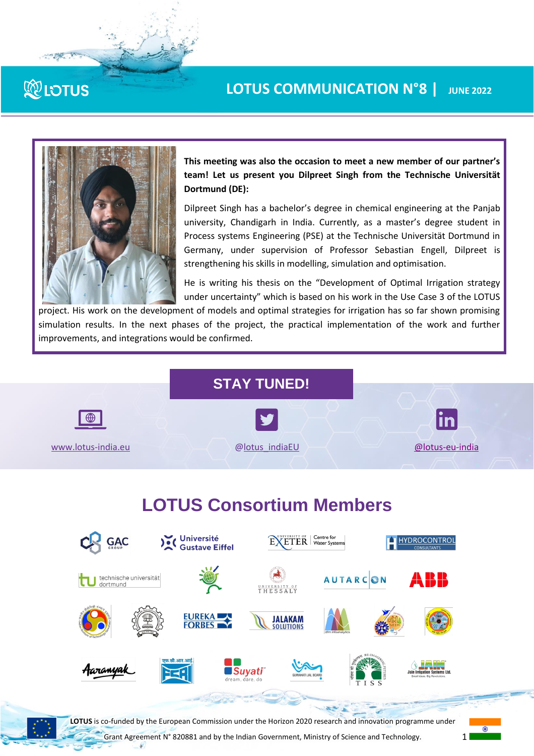**This meeting was also the occasion to meet a new member of our partner's team! Let us present you Dilpreet Singh from the Technische Universität Dortmund (DE):**

Dilpreet Singh has a bachelor's degree in chemical engineering at the Panjab university, Chandigarh in India. Currently, as a master's degree student in Process systems Engineering (PSE) at the Technische Universität Dortmund in Germany, under supervision of Professor Sebastian Engell, Dilpreet is strengthening his skills in modelling, simulation and optimisation.

He is writing his thesis on the "Development of Optimal Irrigation strategy under uncertainty" which is based on his work in the Use Case 3 of the LOTUS project. His work on the development of models and optimal strategies for irrigation has so far shown promising simulation results. In the next phases of the project, the practical implementation of the work and further improvements, and integrations would be confirmed.

## STAY TUNED!

www.lotus-india.eu

@lotus_indiaEU

@lotus-eu-india

## LOTUS Consortium Members

**LOTUS** is co-funded by the European Commission under the Horizon 2020 research and innovation programme under Grant Agreement N° 820881 and by the Indian Government, Ministry of Science and Technology.